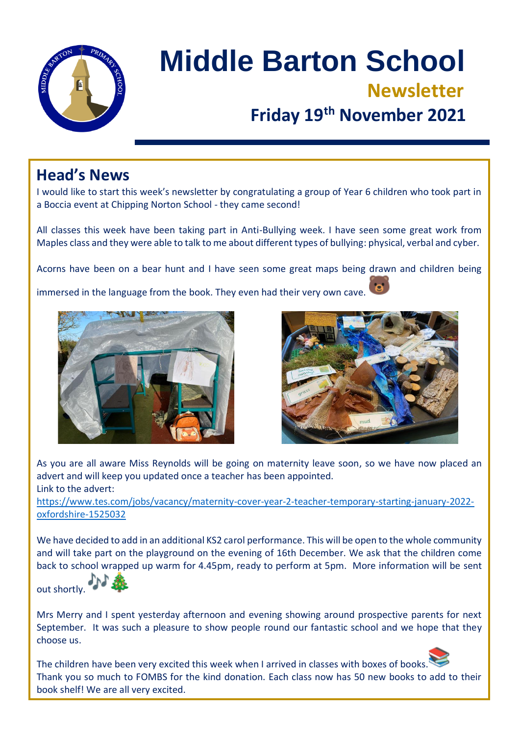# Middle Barton School

## Newsletter

## Friday 19th November 2021

## Head's News

I would like to start this week's newsletter by congratulating a group of Year 6 children who took part in a Boccia event at Chipping Norton School - they came second!

All classes this week have been taking part in Anti-Bullying week. I have seen some great work from Maples class and they were able to talk to me about different types of bullying: physical, verbal and cyber.

Acorns have been on a bear hunt and I have seen some great maps being drawn and children being immersed in the language from the book. They even had their very own cave. 🐻

As you are all aware Miss Reynolds will be going on maternity leave soon, so we have now placed an advert and will keep you updated once a teacher has been appointed.
Link to the advert:
https://www.tes.com/jobs/vacancy/maternity-cover-year-2-teacher-temporary-starting-january-2022-oxfordshire-1525032

We have decided to add in an additional KS2 carol performance. This will be open to the whole community and will take part on the playground on the evening of 16th December. We ask that the children come back to school wrapped up warm for 4.45pm, ready to perform at 5pm. More information will be sent out shortly. 🎶🎄

Mrs Merry and I spent yesterday afternoon and evening showing around prospective parents for next September. It was such a pleasure to show people round our fantastic school and we hope that they choose us.

The children have been very excited this week when I arrived in classes with boxes of books. 📚
Thank you so much to FOMBS for the kind donation. Each class now has 50 new books to add to their book shelf! We are all very excited.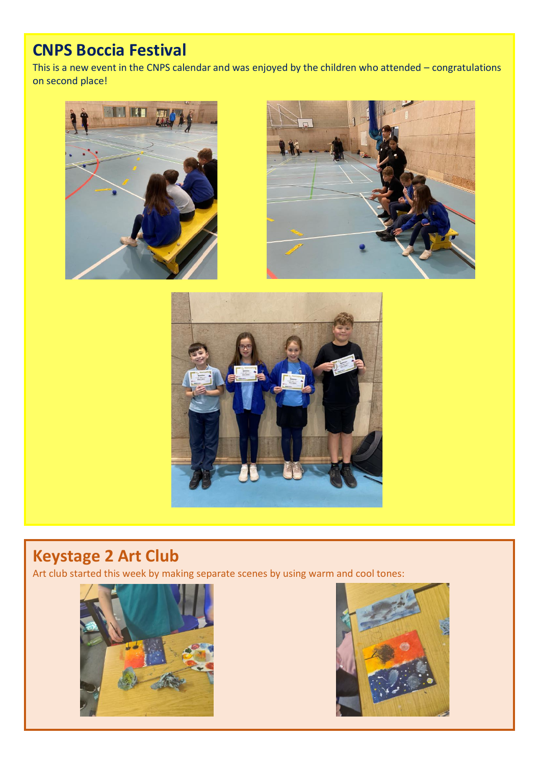## CNPS Boccia Festival

This is a new event in the CNPS calendar and was enjoyed by the children who attended – congratulations on second place!

## Keystage 2 Art Club

Art club started this week by making separate scenes by using warm and cool tones: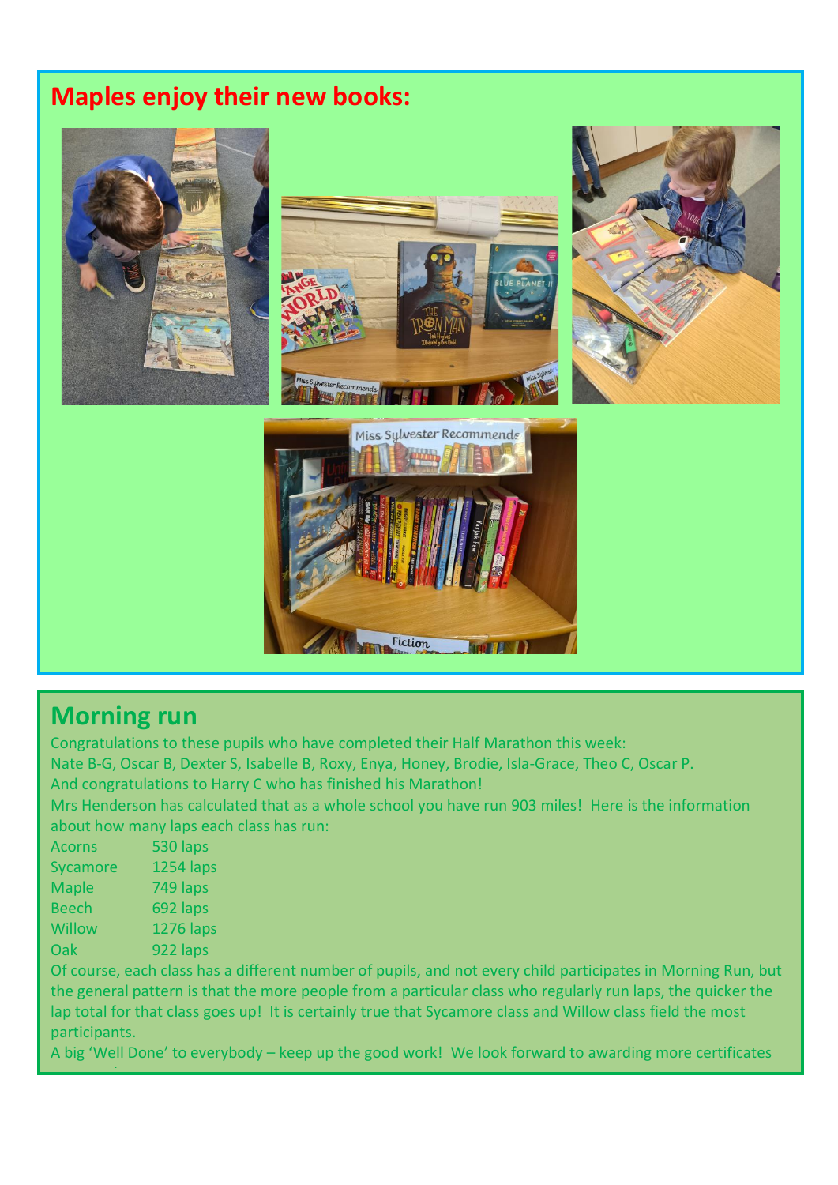## Maples enjoy their new books:

## Morning run

Congratulations to these pupils who have completed their Half Marathon this week:
Nate B-G, Oscar B, Dexter S, Isabelle B, Roxy, Enya, Honey, Brodie, Isla-Grace, Theo C, Oscar P.
And congratulations to Harry C who has finished his Marathon!
Mrs Henderson has calculated that as a whole school you have run 903 miles! Here is the information about how many laps each class has run:

| | |
|---|---|
| Acorns | 530 laps |
| Sycamore | 1254 laps |
| Maple | 749 laps |
| Beech | 692 laps |
| Willow | 1276 laps |
| Oak | 922 laps |

Of course, each class has a different number of pupils, and not every child participates in Morning Run, but the general pattern is that the more people from a particular class who regularly run laps, the quicker the lap total for that class goes up! It is certainly true that Sycamore class and Willow class field the most participants.
A big 'Well Done' to everybody – keep up the good work! We look forward to awarding more certificates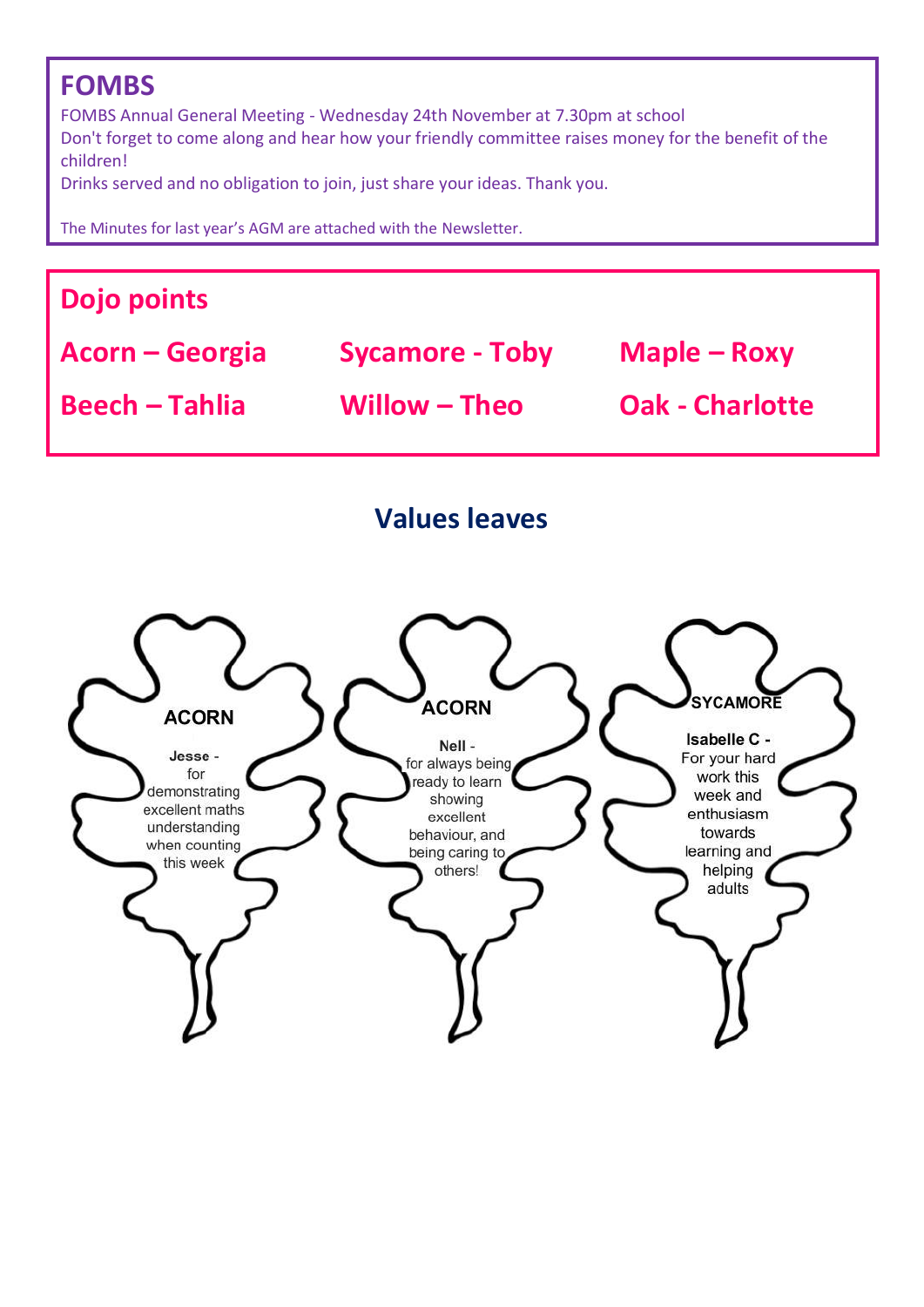## FOMBS

FOMBS Annual General Meeting - Wednesday 24th November at 7.30pm at school
Don't forget to come along and hear how your friendly committee raises money for the benefit of the children!
Drinks served and no obligation to join, just share your ideas. Thank you.

The Minutes for last year's AGM are attached with the Newsletter.

## Dojo points

| | | |
|---|---|---|
| **Acorn – Georgia** | **Sycamore - Toby** | **Maple – Roxy** |
| **Beech – Tahlia** | **Willow – Theo** | **Oak - Charlotte** |

## Values leaves

**ACORN**

**Jesse** - for demonstrating excellent maths understanding when counting this week

**ACORN**

**Nell** - for always being ready to learn showing excellent behaviour, and being caring to others!

**SYCAMORE**

**Isabelle C** - For your hard work this week and enthusiasm towards learning and helping adults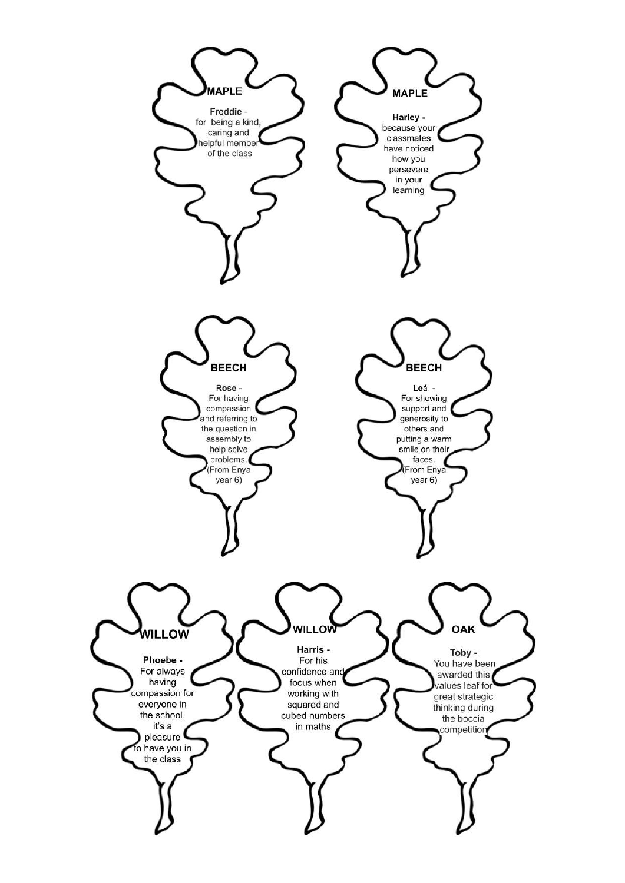**MAPLE**

**Freddie** - for being a kind, caring and helpful member of the class

**MAPLE**

**Harley** - because your classmates have noticed how you persevere in your learning

**BEECH**

**Rose** - For having compassion and referring to the question in assembly to help solve problems. (From Enya year 6)

**BEECH**

**Leá** - For showing support and generosity to others and putting a warm smile on their faces. (From Enya year 6)

**WILLOW**

**Phoebe** - For always having compassion for everyone in the school, it's a pleasure to have you in the class

**WILLOW**

**Harris** - For his confidence and focus when working with squared and cubed numbers in maths

**OAK**

**Toby** - You have been awarded this values leaf for great strategic thinking during the boccia competition